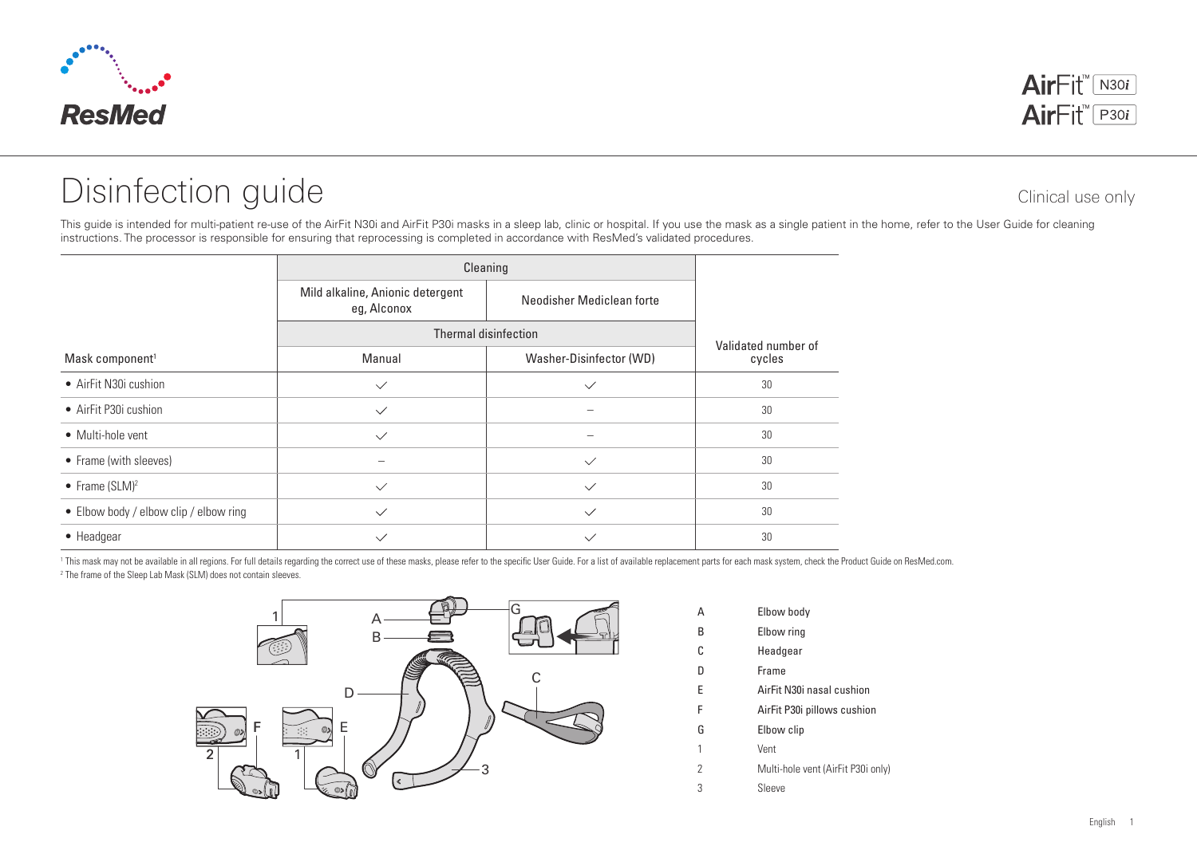# Disinfection guide

Clinical use only

This guide is intended for multi-patient re-use of the AirFit N30i and AirFit P30i masks in a sleep lab, clinic or hospital. If you use the mask as a single patient in the home, refer to the User Guide for cleaning instructions. The processor is responsible for ensuring that reprocessing is completed in accordance with ResMed's validated procedures.

| Mask component[1] | Cleaning | | Validated number of cycles |
|---|---|---|---|
| | Mild alkaline, Anionic detergent eg, Alconox | Neodisher Mediclean forte | |
| | Thermal disinfection | | |
| | Manual | Washer-Disinfector (WD) | |
| • AirFit N30i cushion | ✓ | ✓ | 30 |
| • AirFit P30i cushion | ✓ | – | 30 |
| • Multi-hole vent | ✓ | – | 30 |
| • Frame (with sleeves) | – | ✓ | 30 |
| • Frame (SLM)[2] | ✓ | ✓ | 30 |
| • Elbow body / elbow clip / elbow ring | ✓ | ✓ | 30 |
| • Headgear | ✓ | ✓ | 30 |

[1] This mask may not be available in all regions. For full details regarding the correct use of these masks, please refer to the specific User Guide. For a list of available replacement parts for each mask system, check the Product Guide on ResMed.com.

[2] The frame of the Sleep Lab Mask (SLM) does not contain sleeves.

| | |
|---|---|
| A | Elbow body |
| B | Elbow ring |
| C | Headgear |
| D | Frame |
| E | AirFit N30i nasal cushion |
| F | AirFit P30i pillows cushion |
| G | Elbow clip |
| 1 | Vent |
| 2 | Multi-hole vent (AirFit P30i only) |
| 3 | Sleeve |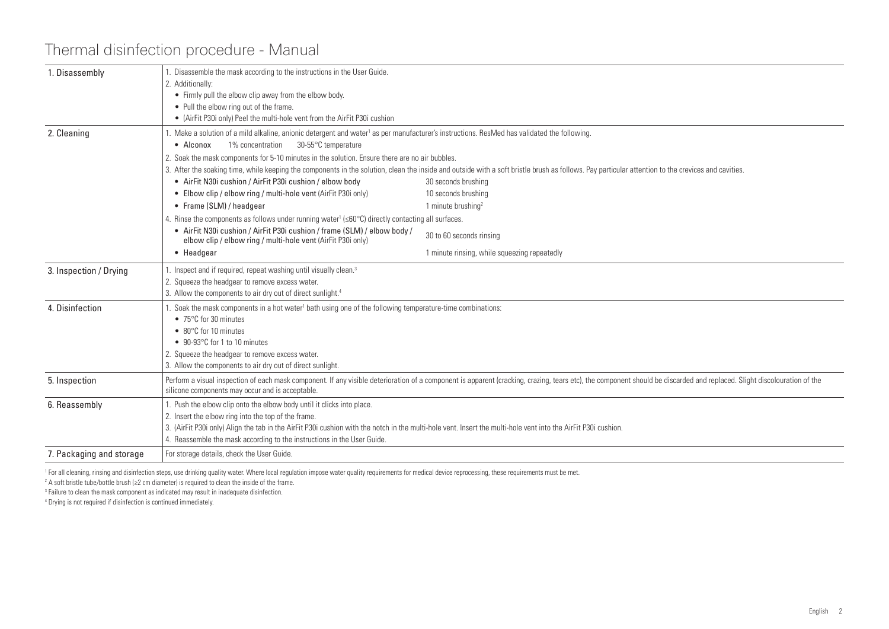# Thermal disinfection procedure - Manual

| | |
|---|---|
| 1. Disassembly | 1. Disassemble the mask according to the instructions in the User Guide.<br>2. Additionally:<br>• Firmly pull the elbow clip away from the elbow body.<br>• Pull the elbow ring out of the frame.<br>• (AirFit P30i only) Peel the multi-hole vent from the AirFit P30i cushion |
| 2. Cleaning | 1. Make a solution of a mild alkaline, anionic detergent and water[1] as per manufacturer's instructions. ResMed has validated the following.<br>• Alconox 1% concentration 30-55°C temperature<br>2. Soak the mask components for 5-10 minutes in the solution. Ensure there are no air bubbles.<br>3. After the soaking time, while keeping the components in the solution, clean the inside and outside with a soft bristle brush as follows. Pay particular attention to the crevices and cavities.<br>• AirFit N30i cushion / AirFit P30i cushion / elbow body — 30 seconds brushing<br>• Elbow clip / elbow ring / multi-hole vent (AirFit P30i only) — 10 seconds brushing<br>• Frame (SLM) / headgear — 1 minute brushing[2]<br>4. Rinse the components as follows under running water[1] (≤60°C) directly contacting all surfaces.<br>• AirFit N30i cushion / AirFit P30i cushion / frame (SLM) / elbow body / elbow clip / elbow ring / multi-hole vent (AirFit P30i only) — 30 to 60 seconds rinsing<br>• Headgear — 1 minute rinsing, while squeezing repeatedly |
| 3. Inspection / Drying | 1. Inspect and if required, repeat washing until visually clean.[3]<br>2. Squeeze the headgear to remove excess water.<br>3. Allow the components to air dry out of direct sunlight.[4] |
| 4. Disinfection | 1. Soak the mask components in a hot water[1] bath using one of the following temperature-time combinations:<br>• 75°C for 30 minutes<br>• 80°C for 10 minutes<br>• 90-93°C for 1 to 10 minutes<br>2. Squeeze the headgear to remove excess water.<br>3. Allow the components to air dry out of direct sunlight. |
| 5. Inspection | Perform a visual inspection of each mask component. If any visible deterioration of a component is apparent (cracking, crazing, tears etc), the component should be discarded and replaced. Slight discolouration of the silicone components may occur and is acceptable. |
| 6. Reassembly | 1. Push the elbow clip onto the elbow body until it clicks into place.<br>2. Insert the elbow ring into the top of the frame.<br>3. (AirFit P30i only) Align the tab in the AirFit P30i cushion with the notch in the multi-hole vent. Insert the multi-hole vent into the AirFit P30i cushion.<br>4. Reassemble the mask according to the instructions in the User Guide. |
| 7. Packaging and storage | For storage details, check the User Guide. |

[1] For all cleaning, rinsing and disinfection steps, use drinking quality water. Where local regulation impose water quality requirements for medical device reprocessing, these requirements must be met.

[2] A soft bristle tube/bottle brush (≥2 cm diameter) is required to clean the inside of the frame.

[3] Failure to clean the mask component as indicated may result in inadequate disinfection.

[4] Drying is not required if disinfection is continued immediately.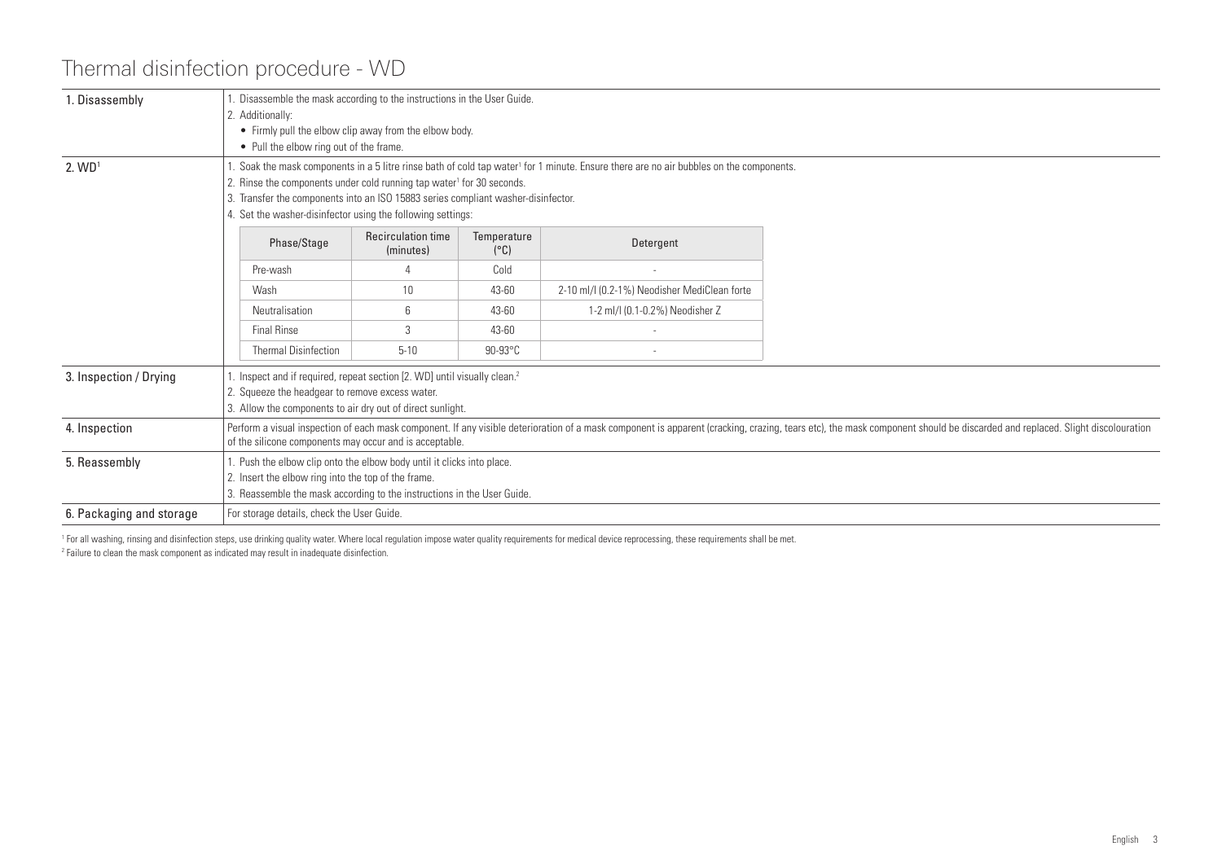# Thermal disinfection procedure - WD

| | |
|---|---|
| 1. Disassembly | 1. Disassemble the mask according to the instructions in the User Guide.<br>2. Additionally:<br>• Firmly pull the elbow clip away from the elbow body.<br>• Pull the elbow ring out of the frame. |
| 2. WD[1] | 1. Soak the mask components in a 5 litre rinse bath of cold tap water[1] for 1 minute. Ensure there are no air bubbles on the components.<br>2. Rinse the components under cold running tap water[1] for 30 seconds.<br>3. Transfer the components into an ISO 15883 series compliant washer-disinfector.<br>4. Set the washer-disinfector using the following settings: |

| Phase/Stage | Recirculation time (minutes) | Temperature (°C) | Detergent |
|---|---|---|---|
| Pre-wash | 4 | Cold | - |
| Wash | 10 | 43-60 | 2-10 ml/l (0.2-1%) Neodisher MediClean forte |
| Neutralisation | 6 | 43-60 | 1-2 ml/l (0.1-0.2%) Neodisher Z |
| Final Rinse | 3 | 43-60 | - |
| Thermal Disinfection | 5-10 | 90-93°C | - |

| | |
|---|---|
| 3. Inspection / Drying | 1. Inspect and if required, repeat section [2. WD] until visually clean.[2]<br>2. Squeeze the headgear to remove excess water.<br>3. Allow the components to air dry out of direct sunlight. |
| 4. Inspection | Perform a visual inspection of each mask component. If any visible deterioration of a mask component is apparent (cracking, crazing, tears etc), the mask component should be discarded and replaced. Slight discolouration of the silicone components may occur and is acceptable. |
| 5. Reassembly | 1. Push the elbow clip onto the elbow body until it clicks into place.<br>2. Insert the elbow ring into the top of the frame.<br>3. Reassemble the mask according to the instructions in the User Guide. |
| 6. Packaging and storage | For storage details, check the User Guide. |

[1] For all washing, rinsing and disinfection steps, use drinking quality water. Where local regulation impose water quality requirements for medical device reprocessing, these requirements shall be met.

[2] Failure to clean the mask component as indicated may result in inadequate disinfection.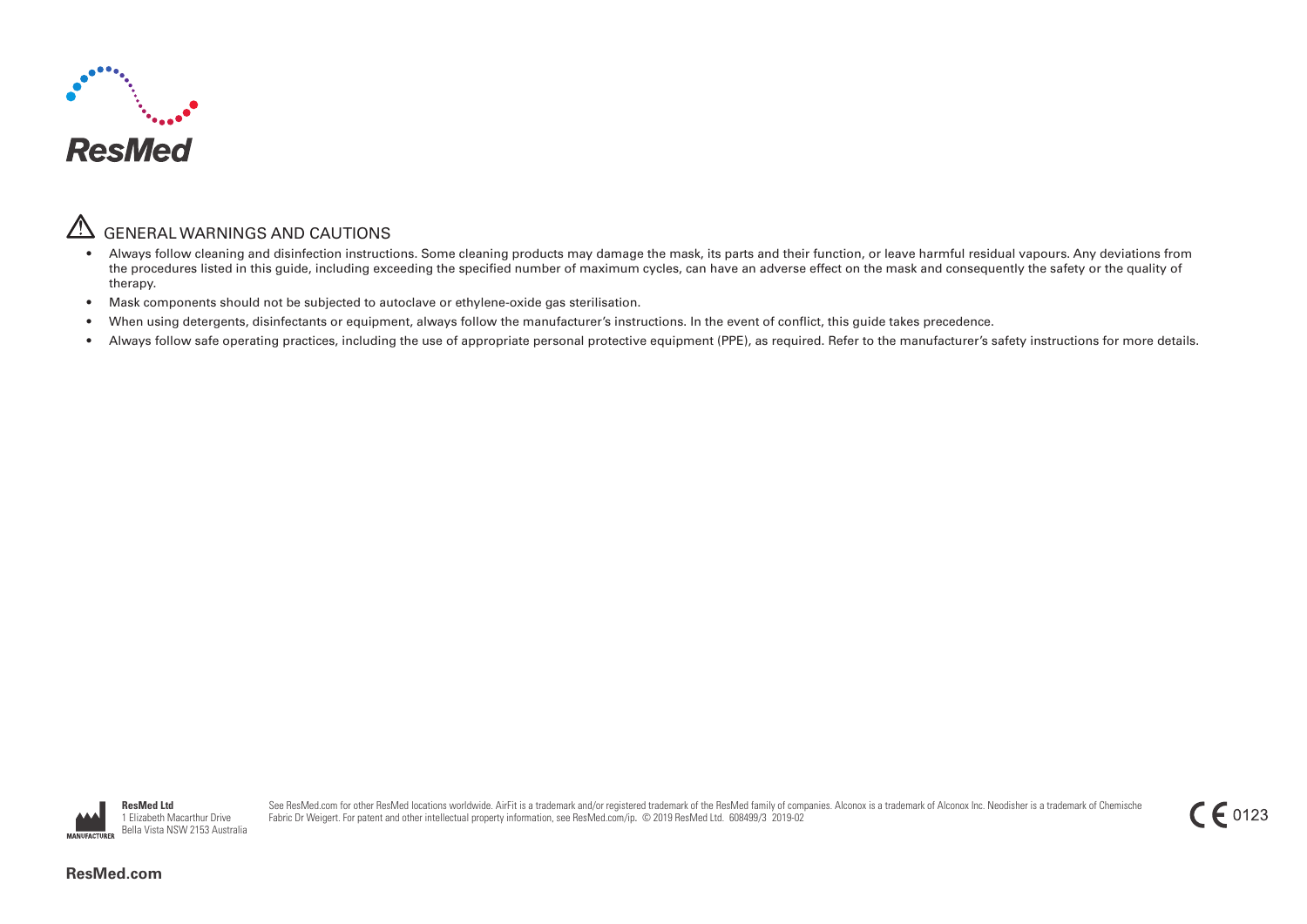ResMed

## ⚠ GENERAL WARNINGS AND CAUTIONS

- Always follow cleaning and disinfection instructions. Some cleaning products may damage the mask, its parts and their function, or leave harmful residual vapours. Any deviations from the procedures listed in this guide, including exceeding the specified number of maximum cycles, can have an adverse effect on the mask and consequently the safety or the quality of therapy.
- Mask components should not be subjected to autoclave or ethylene-oxide gas sterilisation.
- When using detergents, disinfectants or equipment, always follow the manufacturer's instructions. In the event of conflict, this guide takes precedence.
- Always follow safe operating practices, including the use of appropriate personal protective equipment (PPE), as required. Refer to the manufacturer's safety instructions for more details.

MANUFACTURER
**ResMed Ltd**
1 Elizabeth Macarthur Drive
Bella Vista NSW 2153 Australia

See ResMed.com for other ResMed locations worldwide. AirFit is a trademark and/or registered trademark of the ResMed family of companies. Alconox is a trademark of Alconox Inc. Neodisher is a trademark of Chemische Fabric Dr Weigert. For patent and other intellectual property information, see ResMed.com/ip. © 2019 ResMed Ltd. 608499/3 2019-02

CE 0123

**ResMed.com**